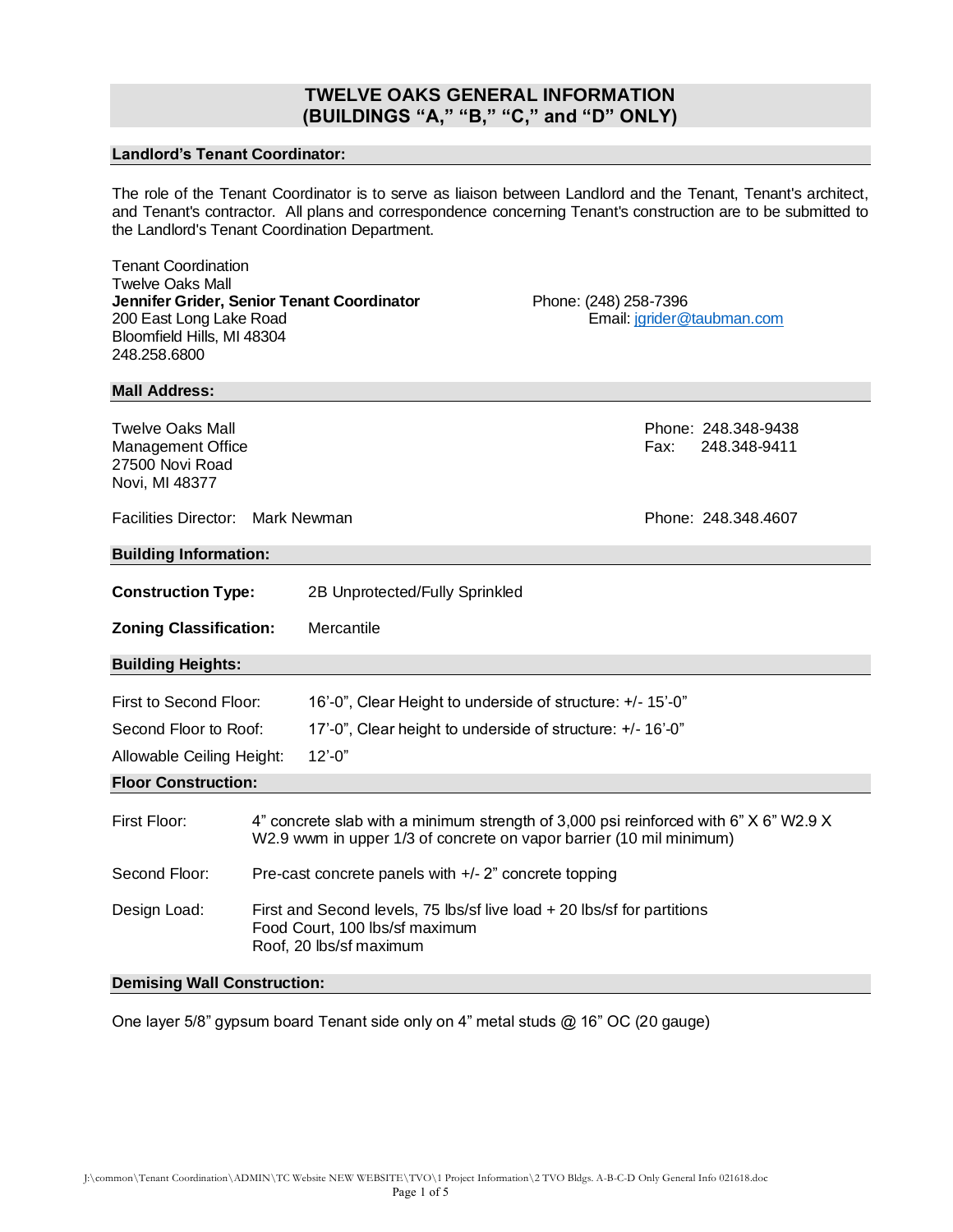# TWELVE OAKS GENERAL INFORMATION (BUILDINGS "A," "B," "C," and "D" ONLY)

## Landlord's Tenant Coordinator:

The role of the Tenant Coordinator is to serve as liaison between Landlord and the Tenant, Tenant's architect, and Tenant's contractor. All plans and correspondence concerning Tenant's construction are to be submitted to the Landlord's Tenant Coordination Department.

Tenant Coordination
Twelve Oaks Mall
**Jennifer Grider, Senior Tenant Coordinator**
200 East Long Lake Road
Bloomfield Hills, MI 48304
248.258.6800

Phone: (248) 258-7396
Email: jgrider@taubman.com

## Mall Address:

Twelve Oaks Mall
Management Office
27500 Novi Road
Novi, MI 48377

Phone: 248.348-9438
Fax: 248.348-9411

Facilities Director: Mark Newman — Phone: 248.348.4607

## Building Information:

**Construction Type:** 2B Unprotected/Fully Sprinkled

**Zoning Classification:** Mercantile

## Building Heights:

First to Second Floor: 16'-0", Clear Height to underside of structure: +/- 15'-0"

Second Floor to Roof: 17'-0", Clear height to underside of structure: +/- 16'-0"

Allowable Ceiling Height: 12'-0"

## Floor Construction:

First Floor: 4" concrete slab with a minimum strength of 3,000 psi reinforced with 6" X 6" W2.9 X W2.9 wwm in upper 1/3 of concrete on vapor barrier (10 mil minimum)

Second Floor: Pre-cast concrete panels with +/- 2" concrete topping

Design Load: First and Second levels, 75 lbs/sf live load + 20 lbs/sf for partitions
Food Court, 100 lbs/sf maximum
Roof, 20 lbs/sf maximum

## Demising Wall Construction:

One layer 5/8" gypsum board Tenant side only on 4" metal studs @ 16" OC (20 gauge)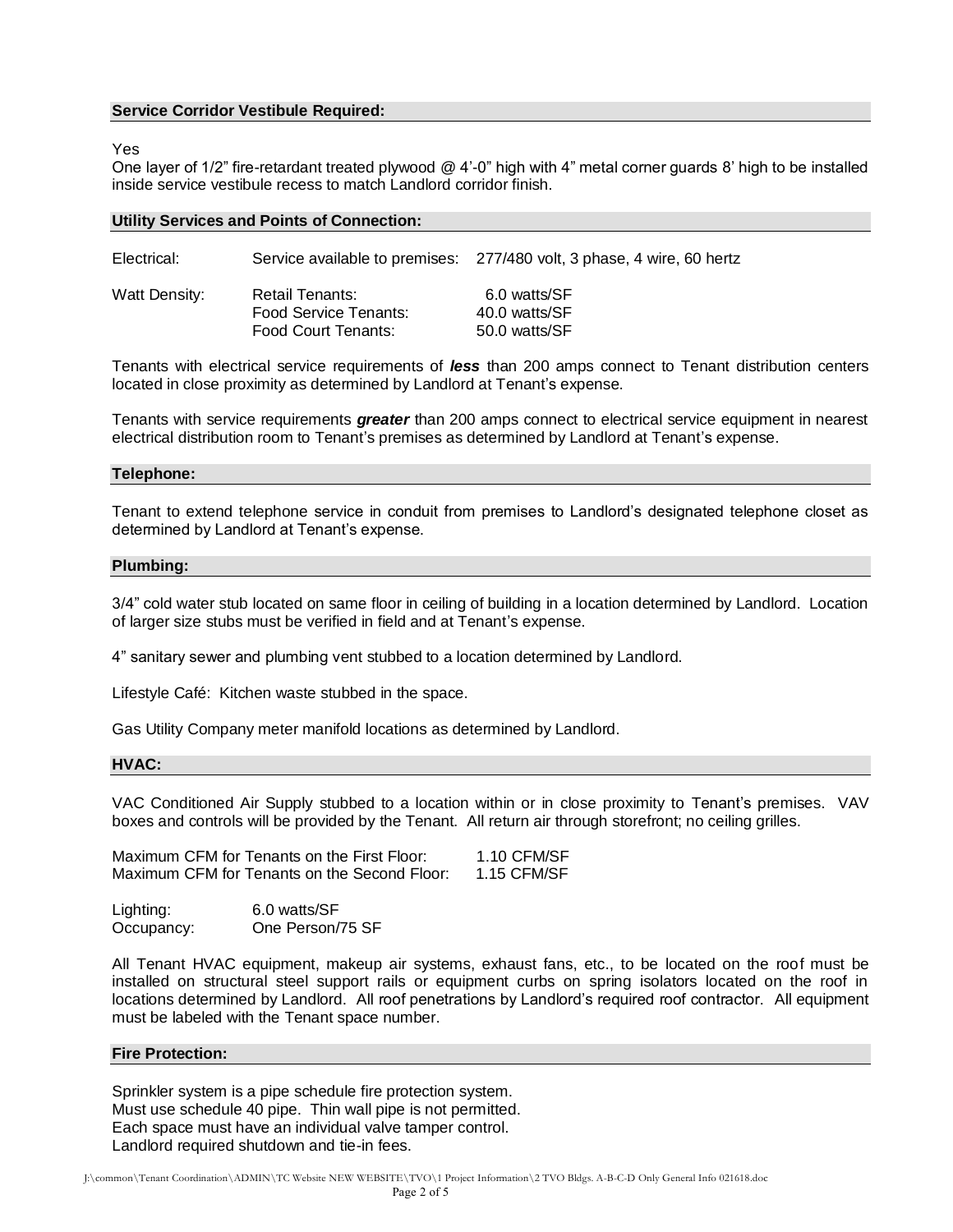### Service Corridor Vestibule Required:

Yes

One layer of 1/2" fire-retardant treated plywood @ 4'-0" high with 4" metal corner guards 8' high to be installed inside service vestibule recess to match Landlord corridor finish.

### Utility Services and Points of Connection:

| | | |
|---|---|---|
| Electrical: | Service available to premises: | 277/480 volt, 3 phase, 4 wire, 60 hertz |
| Watt Density: | Retail Tenants: | 6.0 watts/SF |
| | Food Service Tenants: | 40.0 watts/SF |
| | Food Court Tenants: | 50.0 watts/SF |

Tenants with electrical service requirements of ***less*** than 200 amps connect to Tenant distribution centers located in close proximity as determined by Landlord at Tenant's expense.

Tenants with service requirements ***greater*** than 200 amps connect to electrical service equipment in nearest electrical distribution room to Tenant's premises as determined by Landlord at Tenant's expense.

### Telephone:

Tenant to extend telephone service in conduit from premises to Landlord's designated telephone closet as determined by Landlord at Tenant's expense.

### Plumbing:

3/4" cold water stub located on same floor in ceiling of building in a location determined by Landlord. Location of larger size stubs must be verified in field and at Tenant's expense.

4" sanitary sewer and plumbing vent stubbed to a location determined by Landlord.

Lifestyle Café: Kitchen waste stubbed in the space.

Gas Utility Company meter manifold locations as determined by Landlord.

### HVAC:

VAC Conditioned Air Supply stubbed to a location within or in close proximity to Tenant's premises. VAV boxes and controls will be provided by the Tenant. All return air through storefront; no ceiling grilles.

| | |
|---|---|
| Maximum CFM for Tenants on the First Floor: | 1.10 CFM/SF |
| Maximum CFM for Tenants on the Second Floor: | 1.15 CFM/SF |

| | |
|---|---|
| Lighting: | 6.0 watts/SF |
| Occupancy: | One Person/75 SF |

All Tenant HVAC equipment, makeup air systems, exhaust fans, etc., to be located on the roof must be installed on structural steel support rails or equipment curbs on spring isolators located on the roof in locations determined by Landlord. All roof penetrations by Landlord's required roof contractor. All equipment must be labeled with the Tenant space number.

### Fire Protection:

Sprinkler system is a pipe schedule fire protection system.
Must use schedule 40 pipe. Thin wall pipe is not permitted.
Each space must have an individual valve tamper control.
Landlord required shutdown and tie-in fees.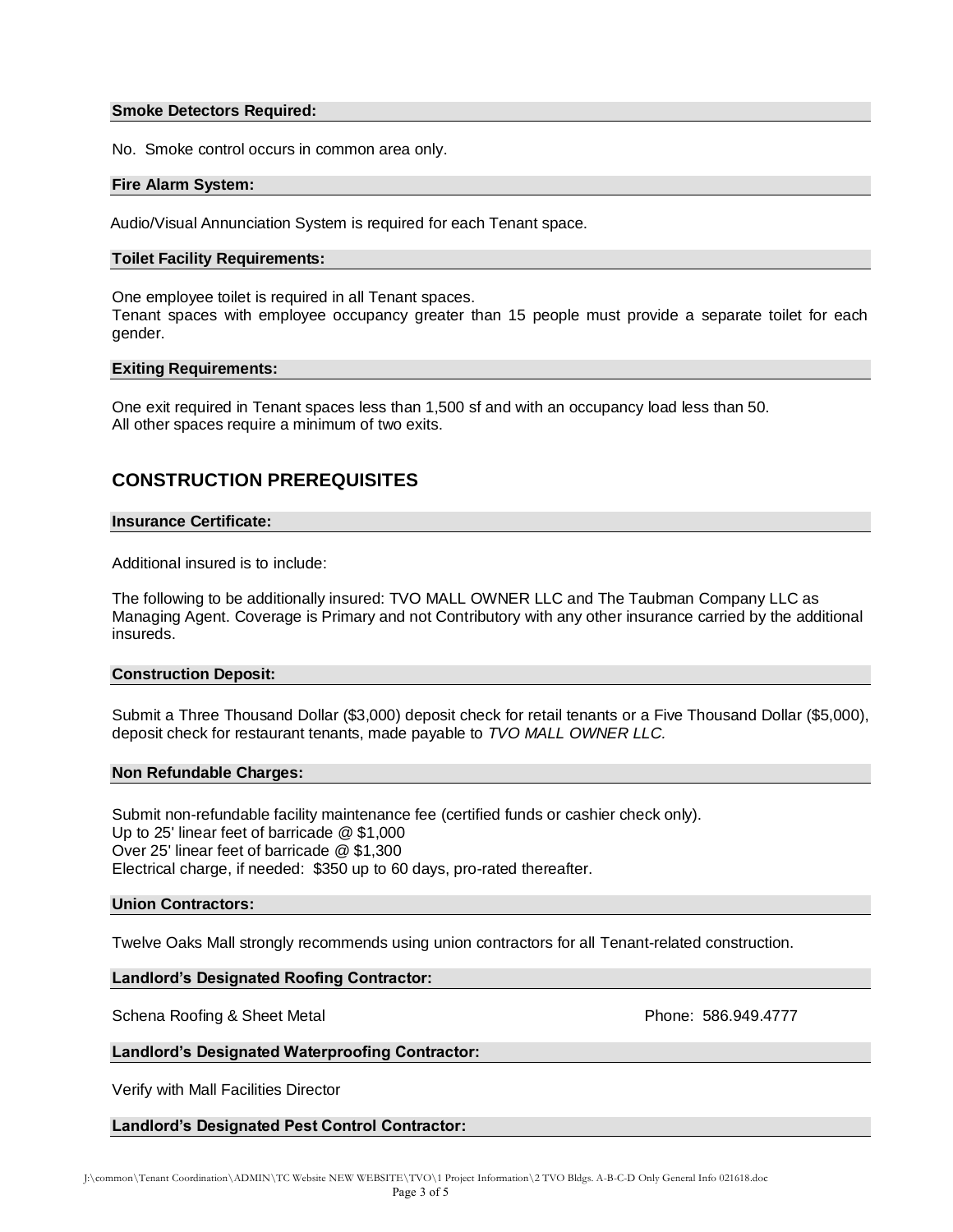**Smoke Detectors Required:**

No. Smoke control occurs in common area only.

**Fire Alarm System:**

Audio/Visual Annunciation System is required for each Tenant space.

**Toilet Facility Requirements:**

One employee toilet is required in all Tenant spaces.
Tenant spaces with employee occupancy greater than 15 people must provide a separate toilet for each gender.

**Exiting Requirements:**

One exit required in Tenant spaces less than 1,500 sf and with an occupancy load less than 50.
All other spaces require a minimum of two exits.

## CONSTRUCTION PREREQUISITES

**Insurance Certificate:**

Additional insured is to include:

The following to be additionally insured: TVO MALL OWNER LLC and The Taubman Company LLC as Managing Agent. Coverage is Primary and not Contributory with any other insurance carried by the additional insureds.

**Construction Deposit:**

Submit a Three Thousand Dollar ($3,000) deposit check for retail tenants or a Five Thousand Dollar ($5,000), deposit check for restaurant tenants, made payable to *TVO MALL OWNER LLC.*

**Non Refundable Charges:**

Submit non-refundable facility maintenance fee (certified funds or cashier check only).
Up to 25' linear feet of barricade @ $1,000
Over 25' linear feet of barricade @ $1,300
Electrical charge, if needed: $350 up to 60 days, pro-rated thereafter.

**Union Contractors:**

Twelve Oaks Mall strongly recommends using union contractors for all Tenant-related construction.

**Landlord's Designated Roofing Contractor:**

Schena Roofing & Sheet Metal Phone: 586.949.4777

**Landlord's Designated Waterproofing Contractor:**

Verify with Mall Facilities Director

**Landlord's Designated Pest Control Contractor:**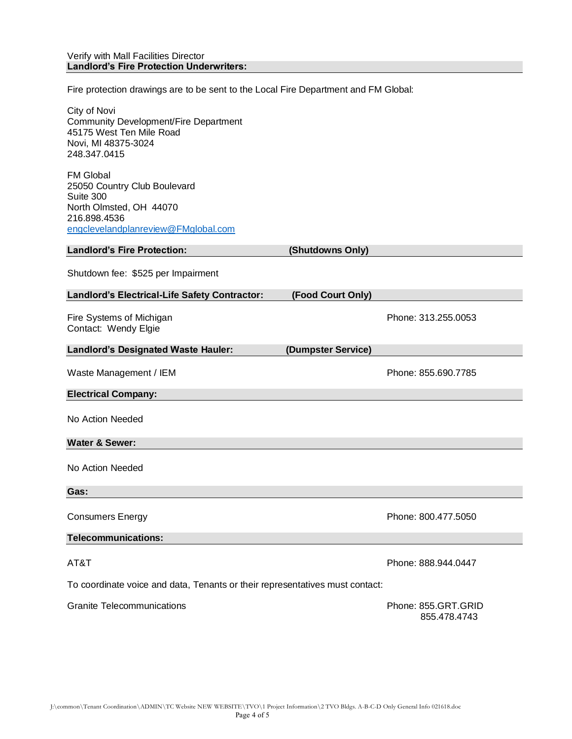Verify with Mall Facilities Director

## Landlord's Fire Protection Underwriters:

Fire protection drawings are to be sent to the Local Fire Department and FM Global:

City of Novi
Community Development/Fire Department
45175 West Ten Mile Road
Novi, MI 48375-3024
248.347.0415

FM Global
25050 Country Club Boulevard
Suite 300
North Olmsted, OH 44070
216.898.4536
engclevelandplanreview@FMglobal.com

## Landlord's Fire Protection: (Shutdowns Only)

Shutdown fee: $525 per Impairment

## Landlord's Electrical-Life Safety Contractor: (Food Court Only)

Fire Systems of Michigan — Phone: 313.255.0053
Contact: Wendy Elgie

## Landlord's Designated Waste Hauler: (Dumpster Service)

Waste Management / IEM — Phone: 855.690.7785

## Electrical Company:

No Action Needed

## Water & Sewer:

No Action Needed

## Gas:

Consumers Energy — Phone: 800.477.5050

## Telecommunications:

AT&T — Phone: 888.944.0447

To coordinate voice and data, Tenants or their representatives must contact:

Granite Telecommunications — Phone: 855.GRT.GRID
855.478.4743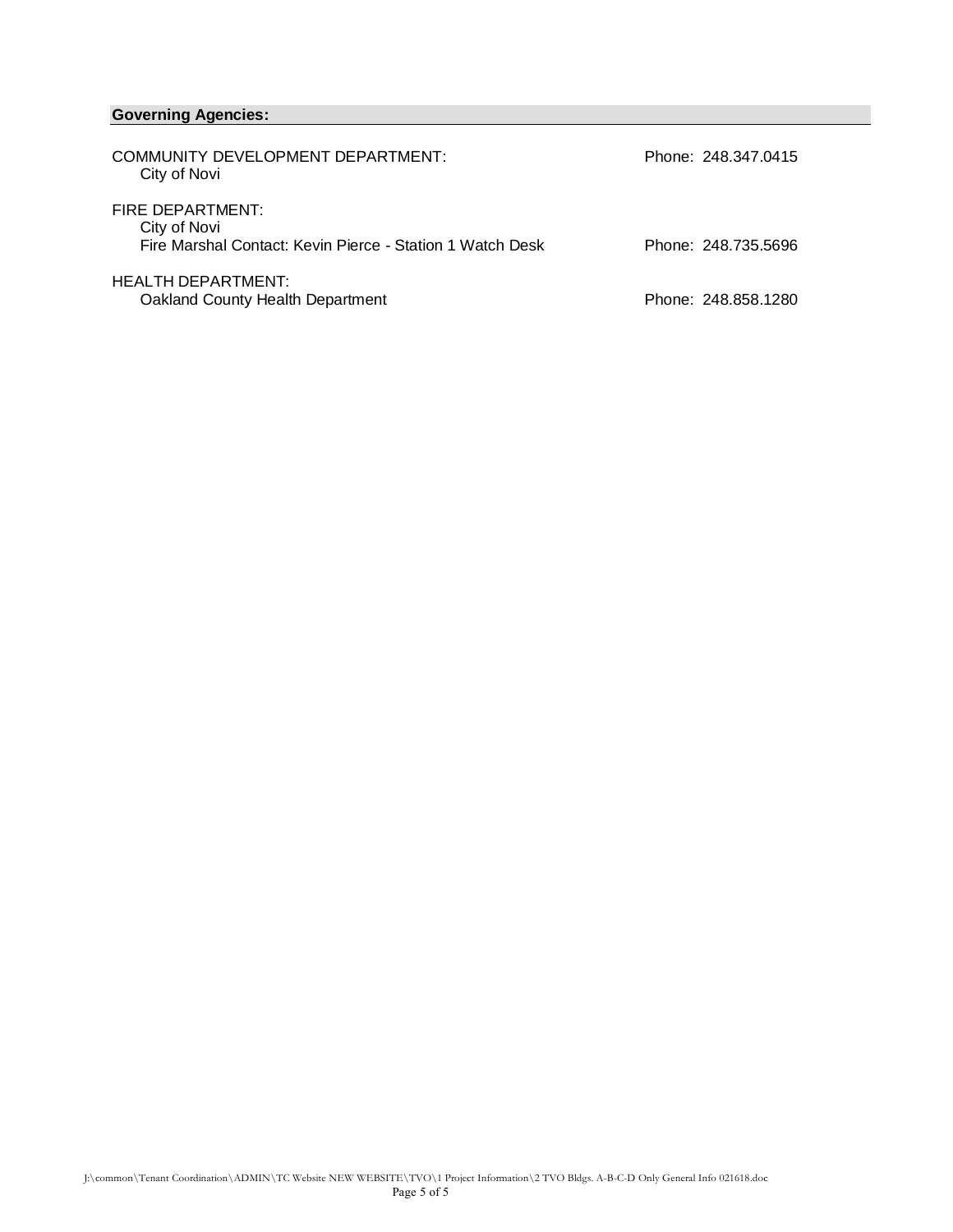## Governing Agencies:

COMMUNITY DEVELOPMENT DEPARTMENT: Phone: 248.347.0415
City of Novi

FIRE DEPARTMENT:
City of Novi
Fire Marshal Contact: Kevin Pierce - Station 1 Watch Desk Phone: 248.735.5696

HEALTH DEPARTMENT:
Oakland County Health Department Phone: 248.858.1280

J:\common\Tenant Coordination\ADMIN\TC Website NEW WEBSITE\TVO\1 Project Information\2 TVO Bldgs. A-B-C-D Only General Info 021618.doc